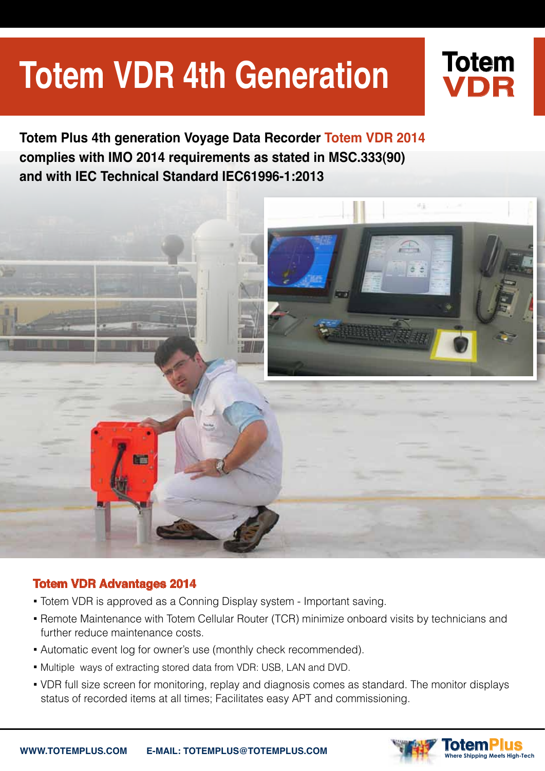# Totem VDR 4th Generation

Totem VDR

**Totem Plus 4th generation Voyage Data Recorder Totem VDR 2014 complies with IMO 2014 requirements as stated in MSC.333(90) and with IEC Technical Standard IEC61996-1:2013**

## Totem VDR Advantages 2014

- Totem VDR is approved as a Conning Display system - Important saving.
- Remote Maintenance with Totem Cellular Router (TCR) minimize onboard visits by technicians and further reduce maintenance costs.
- Automatic event log for owner's use (monthly check recommended).
- Multiple ways of extracting stored data from VDR: USB, LAN and DVD.
- VDR full size screen for monitoring, replay and diagnosis comes as standard. The monitor displays status of recorded items at all times; Facilitates easy APT and commissioning.

WWW.TOTEMPLUS.COM E-MAIL: TOTEMPLUS@TOTEMPLUS.COM

TotemPlus Where Shipping Meets High-Tech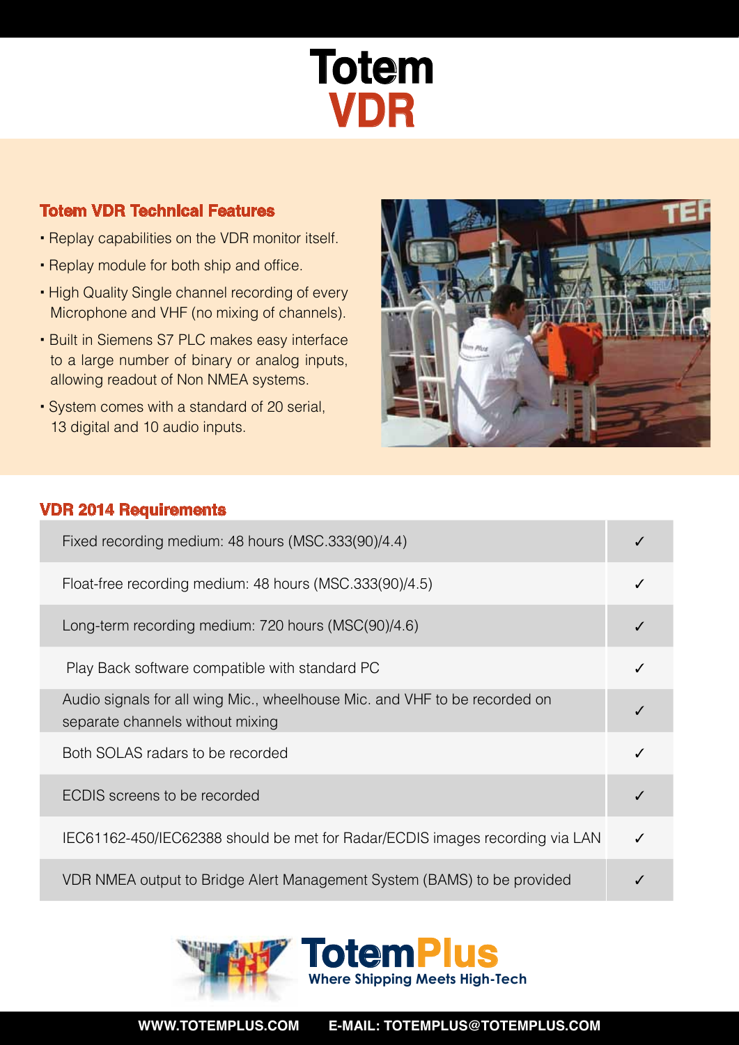# Totem VDR

### Totem VDR Technical Features

- Replay capabilities on the VDR monitor itself.
- Replay module for both ship and office.
- High Quality Single channel recording of every Microphone and VHF (no mixing of channels).
- Built in Siemens S7 PLC makes easy interface to a large number of binary or analog inputs, allowing readout of Non NMEA systems.
- System comes with a standard of 20 serial, 13 digital and 10 audio inputs.

### VDR 2014 Requirements

| | |
|---|---|
| Fixed recording medium: 48 hours (MSC.333(90)/4.4) | ✓ |
| Float-free recording medium: 48 hours (MSC.333(90)/4.5) | ✓ |
| Long-term recording medium: 720 hours (MSC(90)/4.6) | ✓ |
| Play Back software compatible with standard PC | ✓ |
| Audio signals for all wing Mic., wheelhouse Mic. and VHF to be recorded on separate channels without mixing | ✓ |
| Both SOLAS radars to be recorded | ✓ |
| ECDIS screens to be recorded | ✓ |
| IEC61162-450/IEC62388 should be met for Radar/ECDIS images recording via LAN | ✓ |
| VDR NMEA output to Bridge Alert Management System (BAMS) to be provided | ✓ |

TotemPlus
Where Shipping Meets High-Tech

WWW.TOTEMPLUS.COM E-MAIL: TOTEMPLUS@TOTEMPLUS.COM